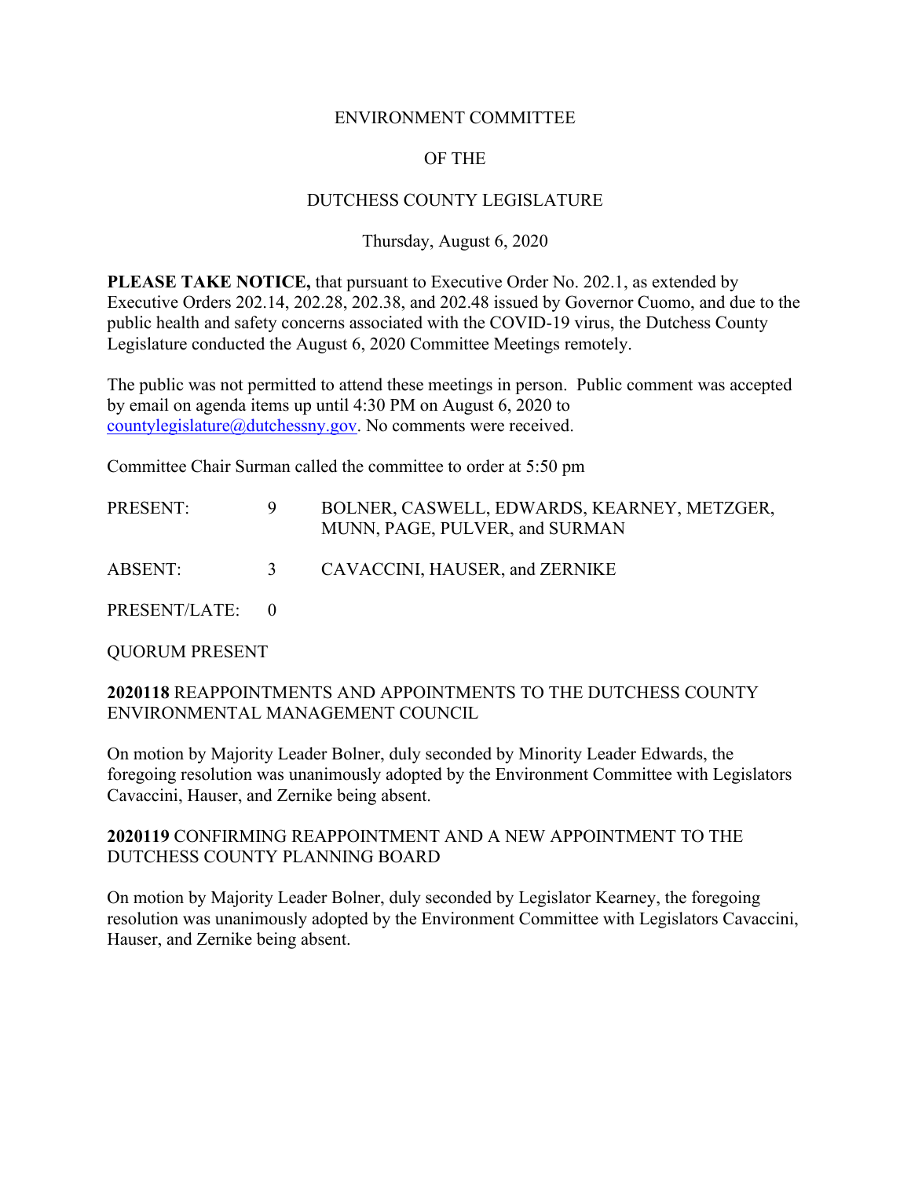# ENVIRONMENT COMMITTEE

# OF THE

# DUTCHESS COUNTY LEGISLATURE

Thursday, August 6, 2020

**PLEASE TAKE NOTICE,** that pursuant to Executive Order No. 202.1, as extended by Executive Orders 202.14, 202.28, 202.38, and 202.48 issued by Governor Cuomo, and due to the public health and safety concerns associated with the COVID-19 virus, the Dutchess County Legislature conducted the August 6, 2020 Committee Meetings remotely.

The public was not permitted to attend these meetings in person. Public comment was accepted by email on agenda items up until 4:30 PM on August 6, 2020 to countylegislature@dutchessny.gov. No comments were received.

Committee Chair Surman called the committee to order at 5:50 pm

| | | |
|---|---|---|
| PRESENT: | 9 | BOLNER, CASWELL, EDWARDS, KEARNEY, METZGER, MUNN, PAGE, PULVER, and SURMAN |
| ABSENT: | 3 | CAVACCINI, HAUSER, and ZERNIKE |
| PRESENT/LATE: | 0 | |

QUORUM PRESENT

**2020118** REAPPOINTMENTS AND APPOINTMENTS TO THE DUTCHESS COUNTY ENVIRONMENTAL MANAGEMENT COUNCIL

On motion by Majority Leader Bolner, duly seconded by Minority Leader Edwards, the foregoing resolution was unanimously adopted by the Environment Committee with Legislators Cavaccini, Hauser, and Zernike being absent.

**2020119** CONFIRMING REAPPOINTMENT AND A NEW APPOINTMENT TO THE DUTCHESS COUNTY PLANNING BOARD

On motion by Majority Leader Bolner, duly seconded by Legislator Kearney, the foregoing resolution was unanimously adopted by the Environment Committee with Legislators Cavaccini, Hauser, and Zernike being absent.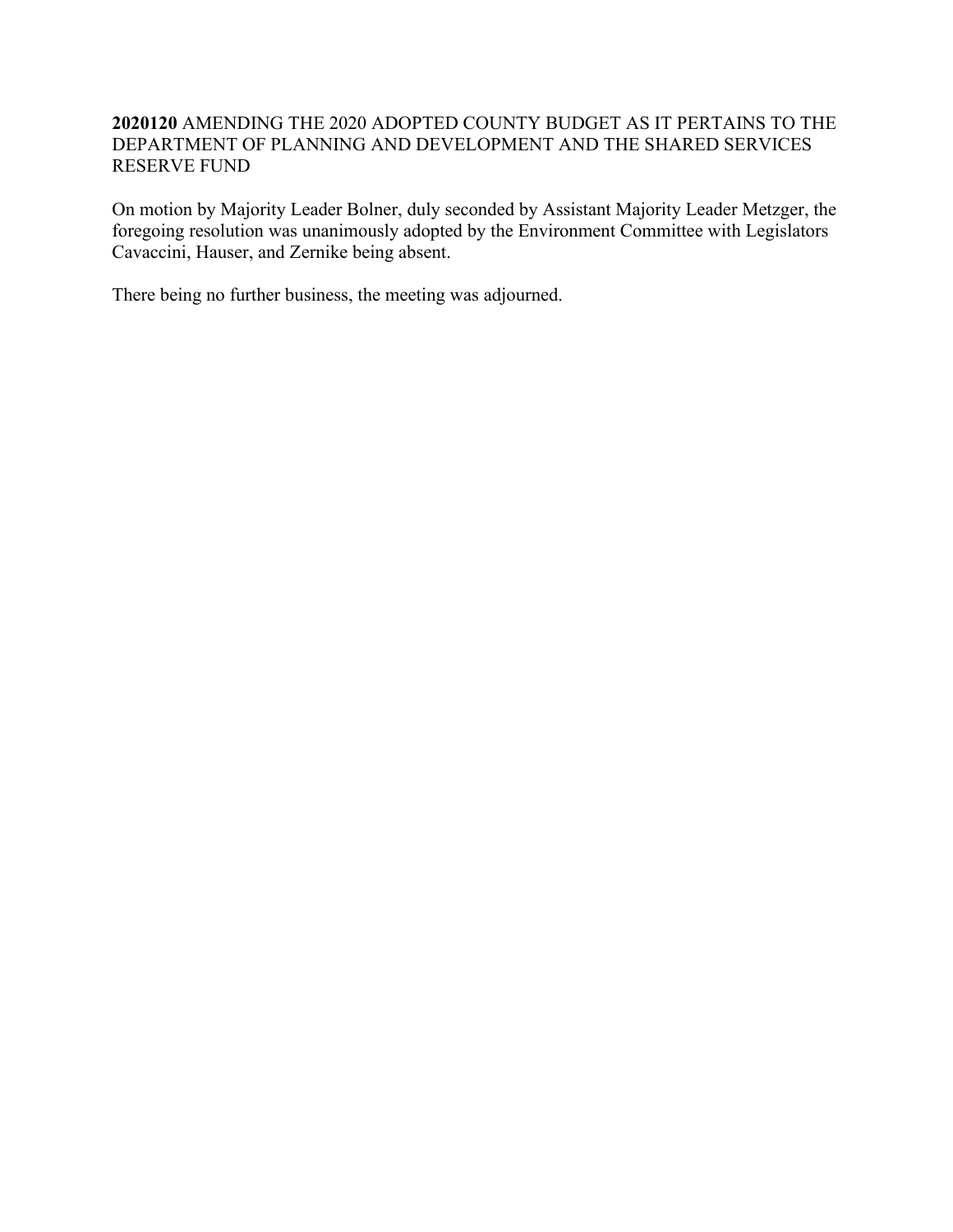**2020120** AMENDING THE 2020 ADOPTED COUNTY BUDGET AS IT PERTAINS TO THE DEPARTMENT OF PLANNING AND DEVELOPMENT AND THE SHARED SERVICES RESERVE FUND

On motion by Majority Leader Bolner, duly seconded by Assistant Majority Leader Metzger, the foregoing resolution was unanimously adopted by the Environment Committee with Legislators Cavaccini, Hauser, and Zernike being absent.

There being no further business, the meeting was adjourned.